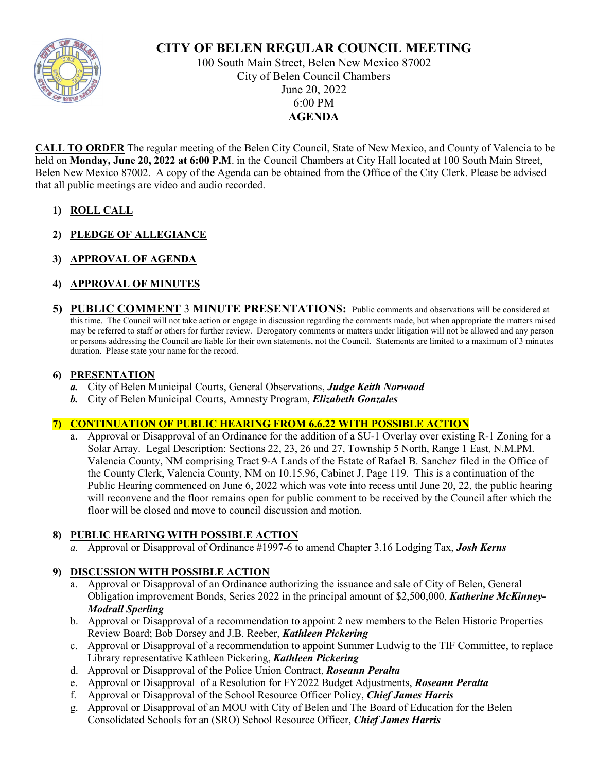# CITY OF BELEN REGULAR COUNCIL MEETING

100 South Main Street, Belen New Mexico 87002
City of Belen Council Chambers
June 20, 2022
6:00 PM

**AGENDA**

**CALL TO ORDER** The regular meeting of the Belen City Council, State of New Mexico, and County of Valencia to be held on **Monday, June 20, 2022 at 6:00 P.M**. in the Council Chambers at City Hall located at 100 South Main Street, Belen New Mexico 87002. A copy of the Agenda can be obtained from the Office of the City Clerk. Please be advised that all public meetings are video and audio recorded.

1) **ROLL CALL**

2) **PLEDGE OF ALLEGIANCE**

3) **APPROVAL OF AGENDA**

4) **APPROVAL OF MINUTES**

5) **PUBLIC COMMENT 3 MINUTE PRESENTATIONS:** Public comments and observations will be considered at this time. The Council will not take action or engage in discussion regarding the comments made, but when appropriate the matters raised may be referred to staff or others for further review. Derogatory comments or matters under litigation will not be allowed and any person or persons addressing the Council are liable for their own statements, not the Council. Statements are limited to a maximum of 3 minutes duration. Please state your name for the record.

6) **PRESENTATION**
   - ***a.*** City of Belen Municipal Courts, General Observations, ***Judge Keith Norwood***
   - ***b.*** City of Belen Municipal Courts, Amnesty Program, ***Elizabeth Gonzales***

7) **CONTINUATION OF PUBLIC HEARING FROM 6.6.22 WITH POSSIBLE ACTION**
   - a. Approval or Disapproval of an Ordinance for the addition of a SU-1 Overlay over existing R-1 Zoning for a Solar Array. Legal Description: Sections 22, 23, 26 and 27, Township 5 North, Range 1 East, N.M.PM. Valencia County, NM comprising Tract 9-A Lands of the Estate of Rafael B. Sanchez filed in the Office of the County Clerk, Valencia County, NM on 10.15.96, Cabinet J, Page 119. This is a continuation of the Public Hearing commenced on June 6, 2022 which was vote into recess until June 20, 22, the public hearing will reconvene and the floor remains open for public comment to be received by the Council after which the floor will be closed and move to council discussion and motion.

8) **PUBLIC HEARING WITH POSSIBLE ACTION**
   - *a.* Approval or Disapproval of Ordinance #1997-6 to amend Chapter 3.16 Lodging Tax, ***Josh Kerns***

9) **DISCUSSION WITH POSSIBLE ACTION**
   - a. Approval or Disapproval of an Ordinance authorizing the issuance and sale of City of Belen, General Obligation improvement Bonds, Series 2022 in the principal amount of $2,500,000, ***Katherine McKinney-Modrall Sperling***
   - b. Approval or Disapproval of a recommendation to appoint 2 new members to the Belen Historic Properties Review Board; Bob Dorsey and J.B. Reeber, ***Kathleen Pickering***
   - c. Approval or Disapproval of a recommendation to appoint Summer Ludwig to the TIF Committee, to replace Library representative Kathleen Pickering, ***Kathleen Pickering***
   - d. Approval or Disapproval of the Police Union Contract, ***Roseann Peralta***
   - e. Approval or Disapproval of a Resolution for FY2022 Budget Adjustments, ***Roseann Peralta***
   - f. Approval or Disapproval of the School Resource Officer Policy, ***Chief James Harris***
   - g. Approval or Disapproval of an MOU with City of Belen and The Board of Education for the Belen Consolidated Schools for an (SRO) School Resource Officer, ***Chief James Harris***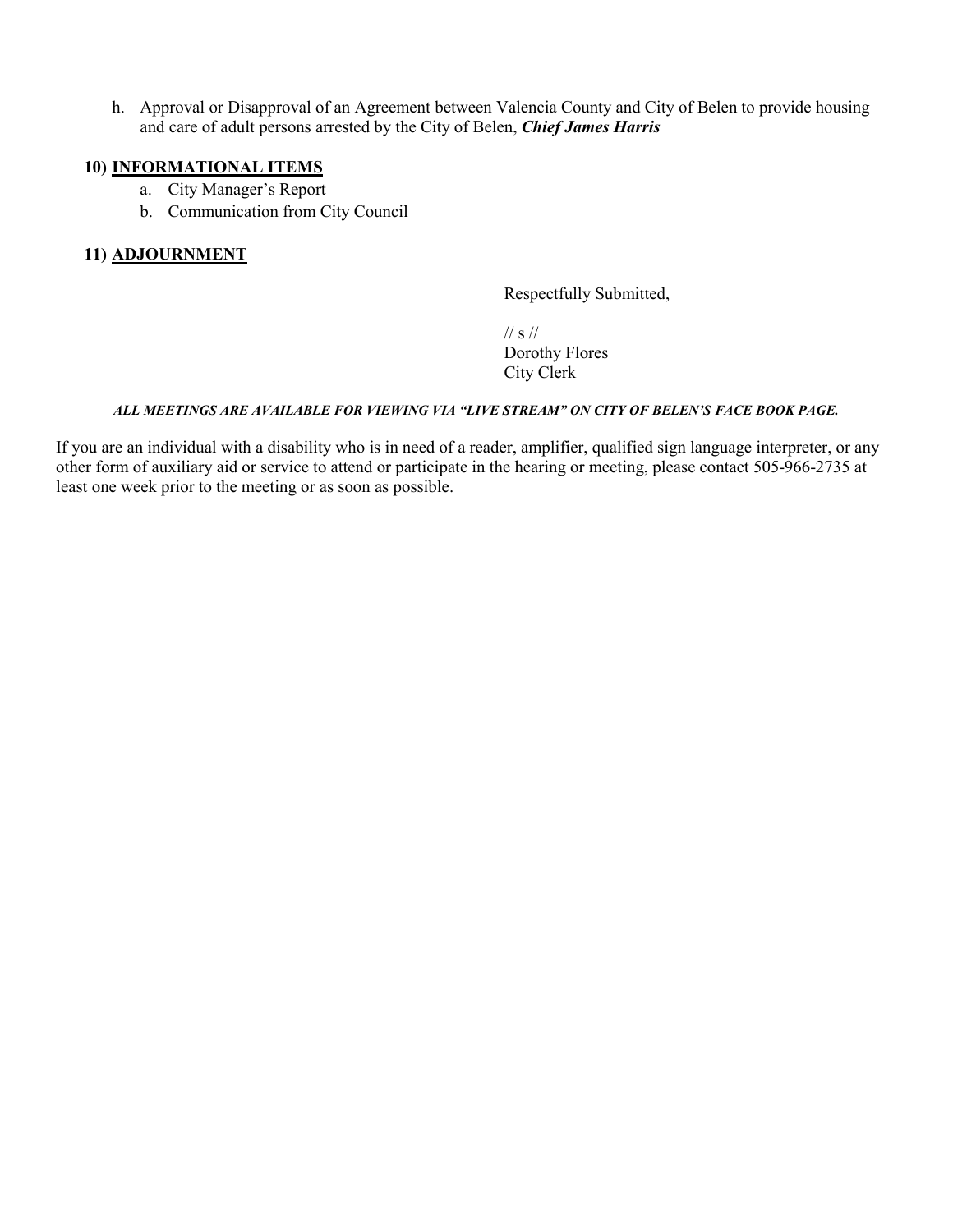h. Approval or Disapproval of an Agreement between Valencia County and City of Belen to provide housing and care of adult persons arrested by the City of Belen, ***Chief James Harris***

**10) INFORMATIONAL ITEMS**

a. City Manager's Report
b. Communication from City Council

**11) ADJOURNMENT**

Respectfully Submitted,

// s //
Dorothy Flores
City Clerk

***ALL MEETINGS ARE AVAILABLE FOR VIEWING VIA "LIVE STREAM" ON CITY OF BELEN'S FACE BOOK PAGE.***

If you are an individual with a disability who is in need of a reader, amplifier, qualified sign language interpreter, or any other form of auxiliary aid or service to attend or participate in the hearing or meeting, please contact 505-966-2735 at least one week prior to the meeting or as soon as possible.